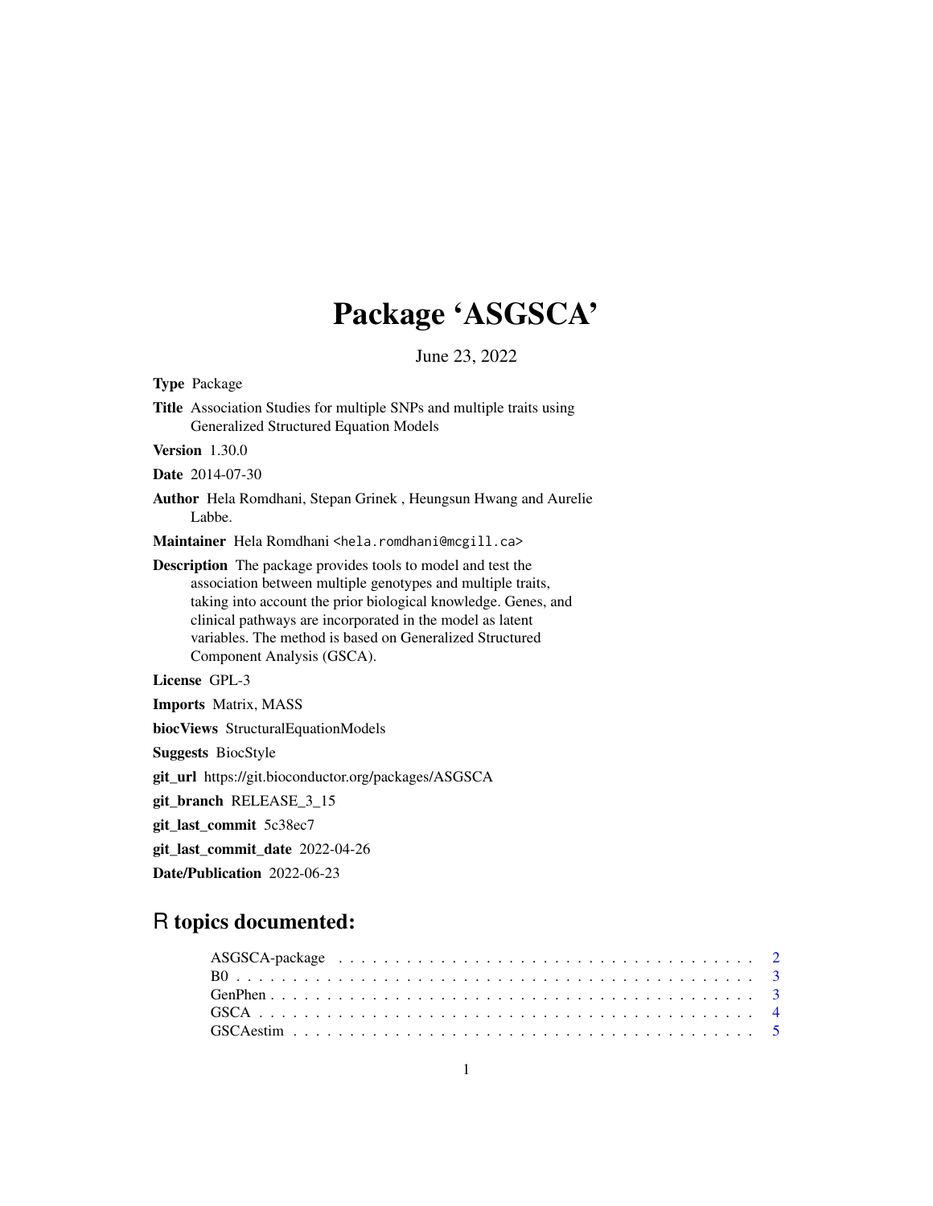# Package 'ASGSCA'

June 23, 2022

**Type** Package

**Title** Association Studies for multiple SNPs and multiple traits using Generalized Structured Equation Models

**Version** 1.30.0

**Date** 2014-07-30

**Author** Hela Romdhani, Stepan Grinek , Heungsun Hwang and Aurelie Labbe.

**Maintainer** Hela Romdhani <hela.romdhani@mcgill.ca>

**Description** The package provides tools to model and test the association between multiple genotypes and multiple traits, taking into account the prior biological knowledge. Genes, and clinical pathways are incorporated in the model as latent variables. The method is based on Generalized Structured Component Analysis (GSCA).

**License** GPL-3

**Imports** Matrix, MASS

**biocViews** StructuralEquationModels

**Suggests** BiocStyle

**git_url** https://git.bioconductor.org/packages/ASGSCA

**git_branch** RELEASE_3_15

**git_last_commit** 5c38ec7

**git_last_commit_date** 2022-04-26

**Date/Publication** 2022-06-23

## R topics documented:

- ASGSCA-package . . . . . . . . . . . . . . . . . . . . . . . . . . . . . . . . . . . 2
- B0 . . . . . . . . . . . . . . . . . . . . . . . . . . . . . . . . . . . . . . . . . . 3
- GenPhen . . . . . . . . . . . . . . . . . . . . . . . . . . . . . . . . . . . . . . . 3
- GSCA . . . . . . . . . . . . . . . . . . . . . . . . . . . . . . . . . . . . . . . . 4
- GSCAestim . . . . . . . . . . . . . . . . . . . . . . . . . . . . . . . . . . . . . . 5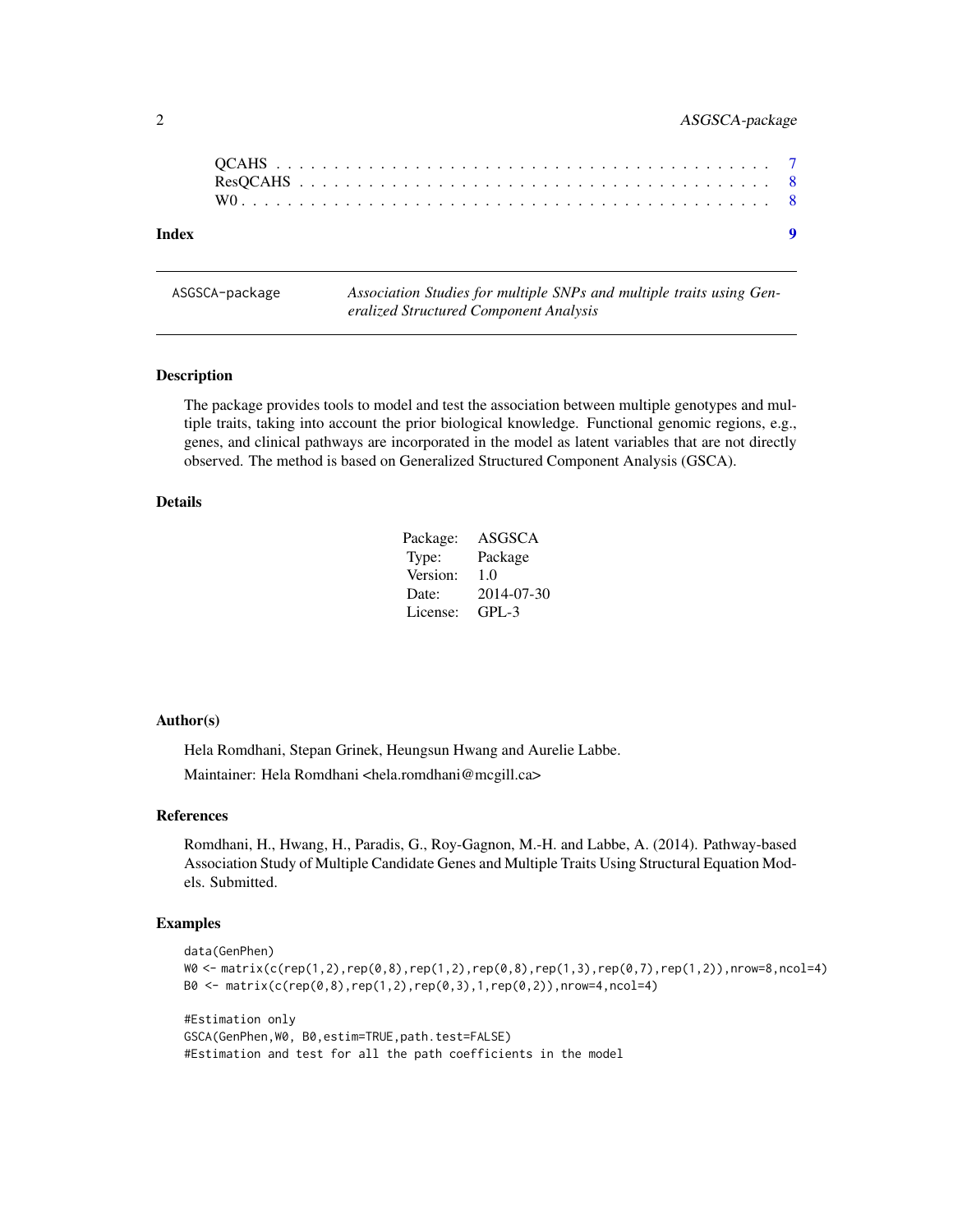| | |
|---|---|
| QCAHS | 7 |
| ResQCAHS | 8 |
| W0 | 8 |

**Index** **9**

---

ASGSCA-package *Association Studies for multiple SNPs and multiple traits using Generalized Structured Component Analysis*

---

### Description

The package provides tools to model and test the association between multiple genotypes and multiple traits, taking into account the prior biological knowledge. Functional genomic regions, e.g., genes, and clinical pathways are incorporated in the model as latent variables that are not directly observed. The method is based on Generalized Structured Component Analysis (GSCA).

### Details

| | |
|---|---|
| Package: | ASGSCA |
| Type: | Package |
| Version: | 1.0 |
| Date: | 2014-07-30 |
| License: | GPL-3 |

### Author(s)

Hela Romdhani, Stepan Grinek, Heungsun Hwang and Aurelie Labbe.

Maintainer: Hela Romdhani <hela.romdhani@mcgill.ca>

### References

Romdhani, H., Hwang, H., Paradis, G., Roy-Gagnon, M.-H. and Labbe, A. (2014). Pathway-based Association Study of Multiple Candidate Genes and Multiple Traits Using Structural Equation Models. Submitted.

### Examples

```
data(GenPhen)
W0 <- matrix(c(rep(1,2),rep(0,8),rep(1,2),rep(0,8),rep(1,3),rep(0,7),rep(1,2)),nrow=8,ncol=4)
B0 <- matrix(c(rep(0,8),rep(1,2),rep(0,3),1,rep(0,2)),nrow=4,ncol=4)

#Estimation only
GSCA(GenPhen,W0, B0,estim=TRUE,path.test=FALSE)
#Estimation and test for all the path coefficients in the model
```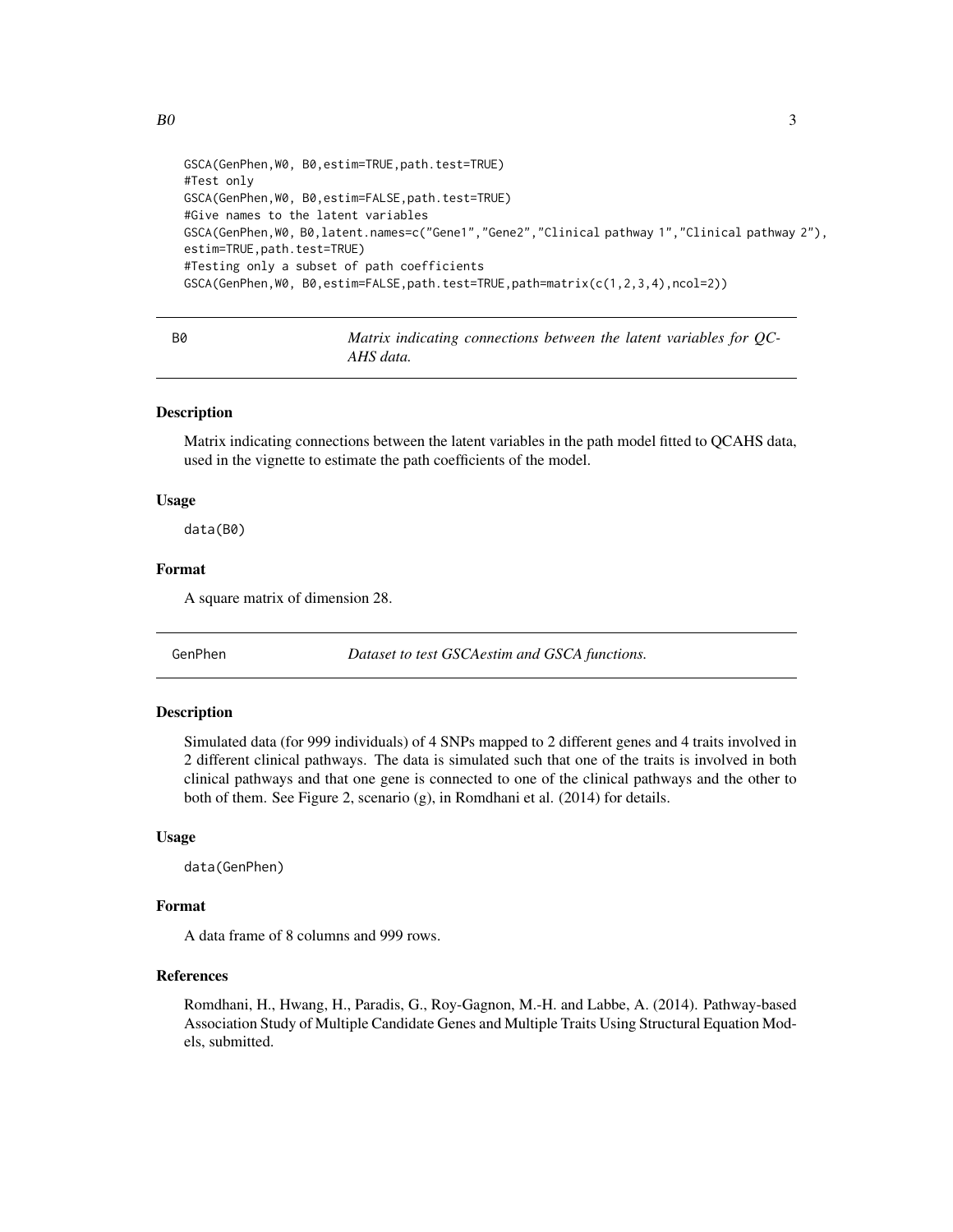```
GSCA(GenPhen,W0, B0,estim=TRUE,path.test=TRUE)
#Test only
GSCA(GenPhen,W0, B0,estim=FALSE,path.test=TRUE)
#Give names to the latent variables
GSCA(GenPhen,W0, B0,latent.names=c("Gene1","Gene2","Clinical pathway 1","Clinical pathway 2"),
estim=TRUE,path.test=TRUE)
#Testing only a subset of path coefficients
GSCA(GenPhen,W0, B0,estim=FALSE,path.test=TRUE,path=matrix(c(1,2,3,4),ncol=2))
```

## B0 — *Matrix indicating connections between the latent variables for QCAHS data.*

### Description

Matrix indicating connections between the latent variables in the path model fitted to QCAHS data, used in the vignette to estimate the path coefficients of the model.

### Usage

```
data(B0)
```

### Format

A square matrix of dimension 28.

## GenPhen — *Dataset to test GSCAestim and GSCA functions.*

### Description

Simulated data (for 999 individuals) of 4 SNPs mapped to 2 different genes and 4 traits involved in 2 different clinical pathways. The data is simulated such that one of the traits is involved in both clinical pathways and that one gene is connected to one of the clinical pathways and the other to both of them. See Figure 2, scenario (g), in Romdhani et al. (2014) for details.

### Usage

```
data(GenPhen)
```

### Format

A data frame of 8 columns and 999 rows.

### References

Romdhani, H., Hwang, H., Paradis, G., Roy-Gagnon, M.-H. and Labbe, A. (2014). Pathway-based Association Study of Multiple Candidate Genes and Multiple Traits Using Structural Equation Models, submitted.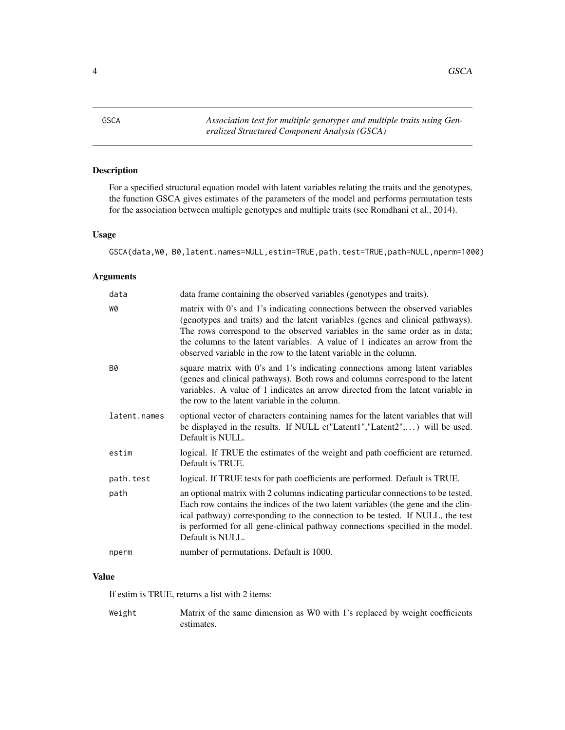GSCA — *Association test for multiple genotypes and multiple traits using Generalized Structured Component Analysis (GSCA)*

## Description

For a specified structural equation model with latent variables relating the traits and the genotypes, the function GSCA gives estimates of the parameters of the model and performs permutation tests for the association between multiple genotypes and multiple traits (see Romdhani et al., 2014).

## Usage

```
GSCA(data,W0, B0,latent.names=NULL,estim=TRUE,path.test=TRUE,path=NULL,nperm=1000)
```

## Arguments

| Argument | Description |
|---|---|
| `data` | data frame containing the observed variables (genotypes and traits). |
| `W0` | matrix with 0's and 1's indicating connections between the observed variables (genotypes and traits) and the latent variables (genes and clinical pathways). The rows correspond to the observed variables in the same order as in data; the columns to the latent variables. A value of 1 indicates an arrow from the observed variable in the row to the latent variable in the column. |
| `B0` | square matrix with 0's and 1's indicating connections among latent variables (genes and clinical pathways). Both rows and columns correspond to the latent variables. A value of 1 indicates an arrow directed from the latent variable in the row to the latent variable in the column. |
| `latent.names` | optional vector of characters containing names for the latent variables that will be displayed in the results. If NULL c("Latent1","Latent2",...) will be used. Default is NULL. |
| `estim` | logical. If TRUE the estimates of the weight and path coefficient are returned. Default is TRUE. |
| `path.test` | logical. If TRUE tests for path coefficients are performed. Default is TRUE. |
| `path` | an optional matrix with 2 columns indicating particular connections to be tested. Each row contains the indices of the two latent variables (the gene and the clinical pathway) corresponding to the connection to be tested. If NULL, the test is performed for all gene-clinical pathway connections specified in the model. Default is NULL. |
| `nperm` | number of permutations. Default is 1000. |

## Value

If estim is TRUE, returns a list with 2 items:

| Item | Description |
|---|---|
| `Weight` | Matrix of the same dimension as W0 with 1's replaced by weight coefficients estimates. |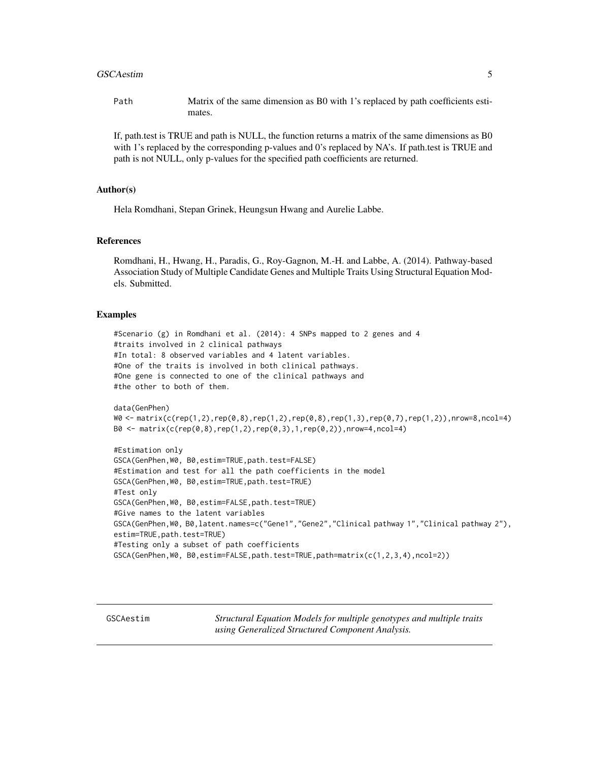Path    Matrix of the same dimension as B0 with 1's replaced by path coefficients estimates.

If, path.test is TRUE and path is NULL, the function returns a matrix of the same dimensions as B0 with 1's replaced by the corresponding p-values and 0's replaced by NA's. If path.test is TRUE and path is not NULL, only p-values for the specified path coefficients are returned.

### Author(s)

Hela Romdhani, Stepan Grinek, Heungsun Hwang and Aurelie Labbe.

### References

Romdhani, H., Hwang, H., Paradis, G., Roy-Gagnon, M.-H. and Labbe, A. (2014). Pathway-based Association Study of Multiple Candidate Genes and Multiple Traits Using Structural Equation Models. Submitted.

### Examples

```
#Scenario (g) in Romdhani et al. (2014): 4 SNPs mapped to 2 genes and 4
#traits involved in 2 clinical pathways
#In total: 8 observed variables and 4 latent variables.
#One of the traits is involved in both clinical pathways.
#One gene is connected to one of the clinical pathways and
#the other to both of them.

data(GenPhen)
W0 <- matrix(c(rep(1,2),rep(0,8),rep(1,2),rep(0,8),rep(1,3),rep(0,7),rep(1,2)),nrow=8,ncol=4)
B0 <- matrix(c(rep(0,8),rep(1,2),rep(0,3),1,rep(0,2)),nrow=4,ncol=4)

#Estimation only
GSCA(GenPhen,W0, B0,estim=TRUE,path.test=FALSE)
#Estimation and test for all the path coefficients in the model
GSCA(GenPhen,W0, B0,estim=TRUE,path.test=TRUE)
#Test only
GSCA(GenPhen,W0, B0,estim=FALSE,path.test=TRUE)
#Give names to the latent variables
GSCA(GenPhen,W0, B0,latent.names=c("Gene1","Gene2","Clinical pathway 1","Clinical pathway 2"),
estim=TRUE,path.test=TRUE)
#Testing only a subset of path coefficients
GSCA(GenPhen,W0, B0,estim=FALSE,path.test=TRUE,path=matrix(c(1,2,3,4),ncol=2))
```

---

## GSCAestim    *Structural Equation Models for multiple genotypes and multiple traits using Generalized Structured Component Analysis.*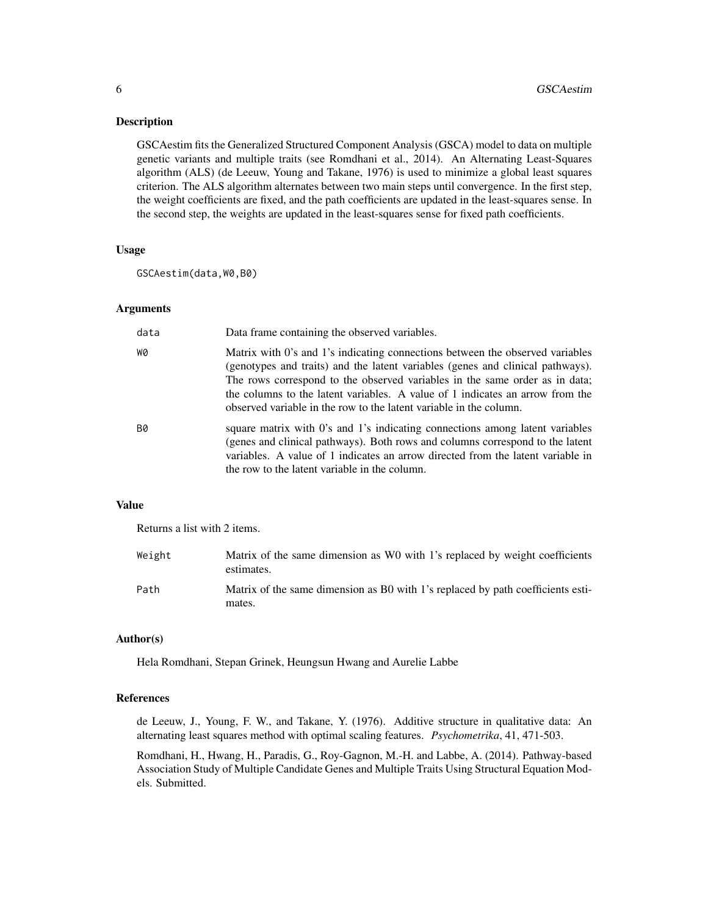### Description

GSCAestim fits the Generalized Structured Component Analysis (GSCA) model to data on multiple genetic variants and multiple traits (see Romdhani et al., 2014). An Alternating Least-Squares algorithm (ALS) (de Leeuw, Young and Takane, 1976) is used to minimize a global least squares criterion. The ALS algorithm alternates between two main steps until convergence. In the first step, the weight coefficients are fixed, and the path coefficients are updated in the least-squares sense. In the second step, the weights are updated in the least-squares sense for fixed path coefficients.

### Usage

```
GSCAestim(data,W0,B0)
```

### Arguments

| | |
|---|---|
| `data` | Data frame containing the observed variables. |
| `W0` | Matrix with 0's and 1's indicating connections between the observed variables (genotypes and traits) and the latent variables (genes and clinical pathways). The rows correspond to the observed variables in the same order as in data; the columns to the latent variables. A value of 1 indicates an arrow from the observed variable in the row to the latent variable in the column. |
| `B0` | square matrix with 0's and 1's indicating connections among latent variables (genes and clinical pathways). Both rows and columns correspond to the latent variables. A value of 1 indicates an arrow directed from the latent variable in the row to the latent variable in the column. |

### Value

Returns a list with 2 items.

| | |
|---|---|
| `Weight` | Matrix of the same dimension as W0 with 1's replaced by weight coefficients estimates. |
| `Path` | Matrix of the same dimension as B0 with 1's replaced by path coefficients estimates. |

### Author(s)

Hela Romdhani, Stepan Grinek, Heungsun Hwang and Aurelie Labbe

### References

de Leeuw, J., Young, F. W., and Takane, Y. (1976). Additive structure in qualitative data: An alternating least squares method with optimal scaling features. *Psychometrika*, 41, 471-503.

Romdhani, H., Hwang, H., Paradis, G., Roy-Gagnon, M.-H. and Labbe, A. (2014). Pathway-based Association Study of Multiple Candidate Genes and Multiple Traits Using Structural Equation Models. Submitted.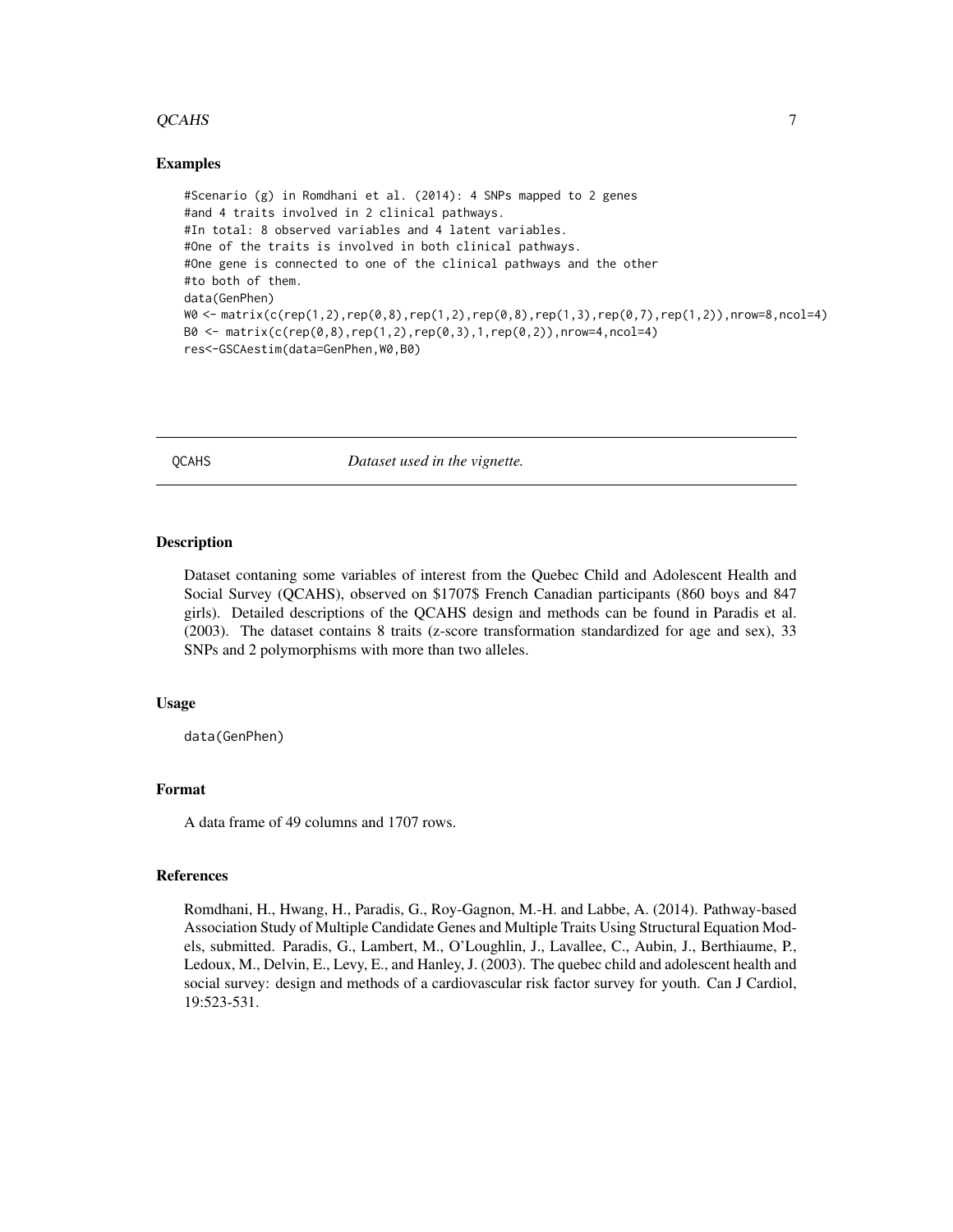## Examples

```
#Scenario (g) in Romdhani et al. (2014): 4 SNPs mapped to 2 genes
#and 4 traits involved in 2 clinical pathways.
#In total: 8 observed variables and 4 latent variables.
#One of the traits is involved in both clinical pathways.
#One gene is connected to one of the clinical pathways and the other
#to both of them.
data(GenPhen)
W0 <- matrix(c(rep(1,2),rep(0,8),rep(1,2),rep(0,8),rep(1,3),rep(0,7),rep(1,2)),nrow=8,ncol=4)
B0 <- matrix(c(rep(0,8),rep(1,2),rep(0,3),1,rep(0,2)),nrow=4,ncol=4)
res<-GSCAestim(data=GenPhen,W0,B0)
```

---

# QCAHS — *Dataset used in the vignette.*

## Description

Dataset contaning some variables of interest from the Quebec Child and Adolescent Health and Social Survey (QCAHS), observed on $1707$ French Canadian participants (860 boys and 847 girls). Detailed descriptions of the QCAHS design and methods can be found in Paradis et al. (2003). The dataset contains 8 traits (z-score transformation standardized for age and sex), 33 SNPs and 2 polymorphisms with more than two alleles.

## Usage

```
data(GenPhen)
```

## Format

A data frame of 49 columns and 1707 rows.

## References

Romdhani, H., Hwang, H., Paradis, G., Roy-Gagnon, M.-H. and Labbe, A. (2014). Pathway-based Association Study of Multiple Candidate Genes and Multiple Traits Using Structural Equation Models, submitted. Paradis, G., Lambert, M., O'Loughlin, J., Lavallee, C., Aubin, J., Berthiaume, P., Ledoux, M., Delvin, E., Levy, E., and Hanley, J. (2003). The quebec child and adolescent health and social survey: design and methods of a cardiovascular risk factor survey for youth. Can J Cardiol, 19:523-531.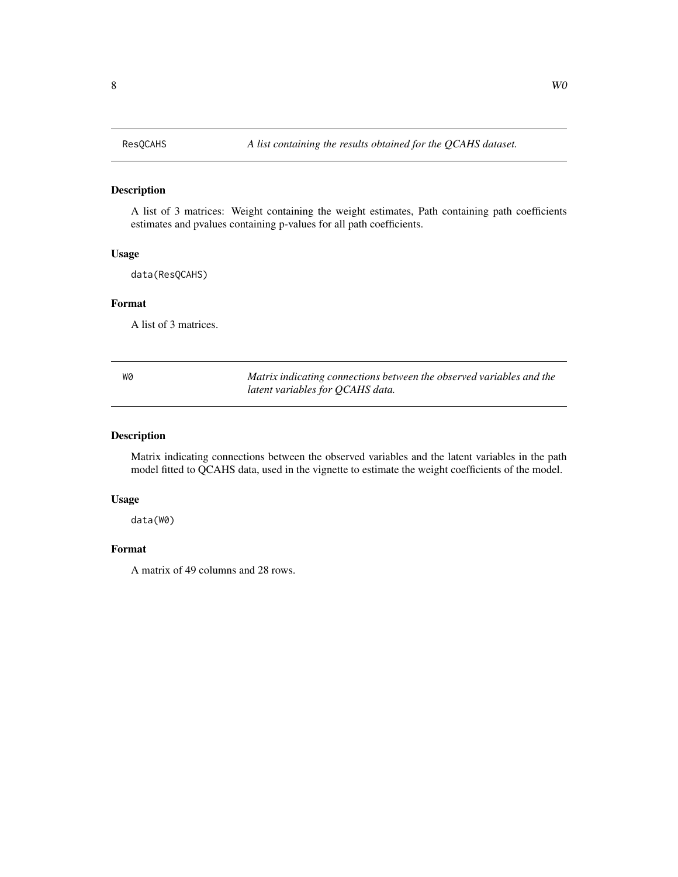## ResQCAHS — *A list containing the results obtained for the QCAHS dataset.*

### Description

A list of 3 matrices: Weight containing the weight estimates, Path containing path coefficients estimates and pvalues containing p-values for all path coefficients.

### Usage

```
data(ResQCAHS)
```

### Format

A list of 3 matrices.

## W0 — *Matrix indicating connections between the observed variables and the latent variables for QCAHS data.*

### Description

Matrix indicating connections between the observed variables and the latent variables in the path model fitted to QCAHS data, used in the vignette to estimate the weight coefficients of the model.

### Usage

```
data(W0)
```

### Format

A matrix of 49 columns and 28 rows.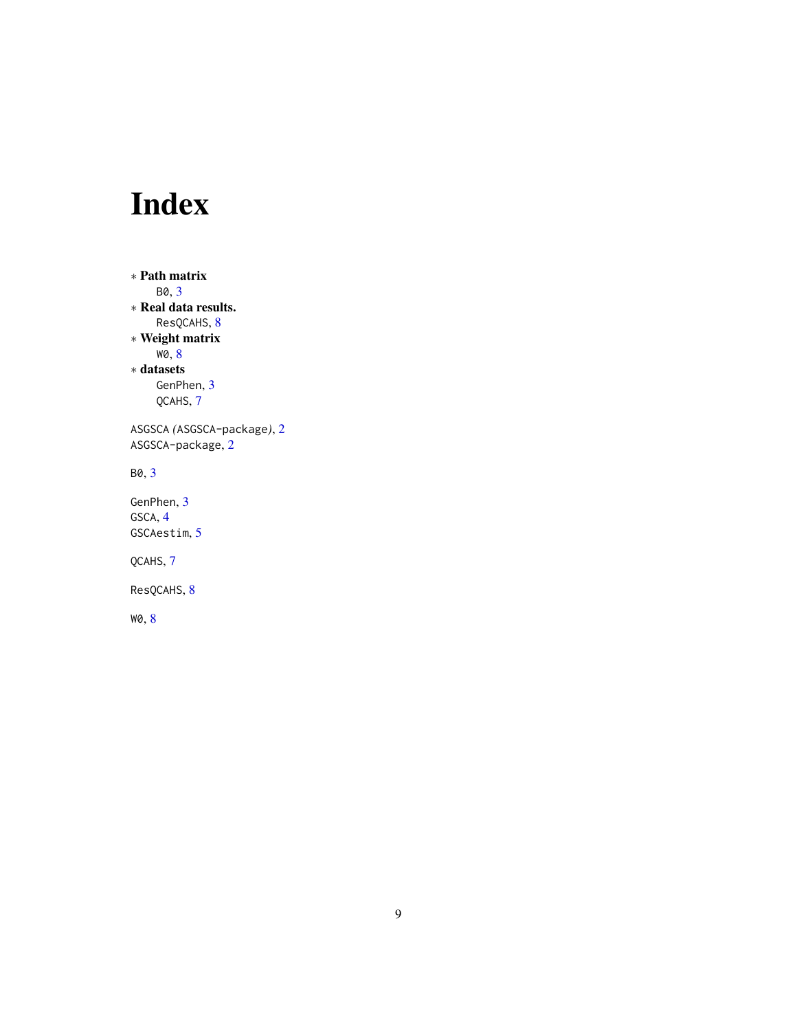# Index

∗ **Path matrix**
  B0, 3
∗ **Real data results.**
  ResQCAHS, 8
∗ **Weight matrix**
  W0, 8
∗ **datasets**
  GenPhen, 3
  QCAHS, 7

ASGSCA *(*ASGSCA-package*)*, 2
ASGSCA-package, 2

B0, 3

GenPhen, 3
GSCA, 4
GSCAestim, 5

QCAHS, 7

ResQCAHS, 8

W0, 8